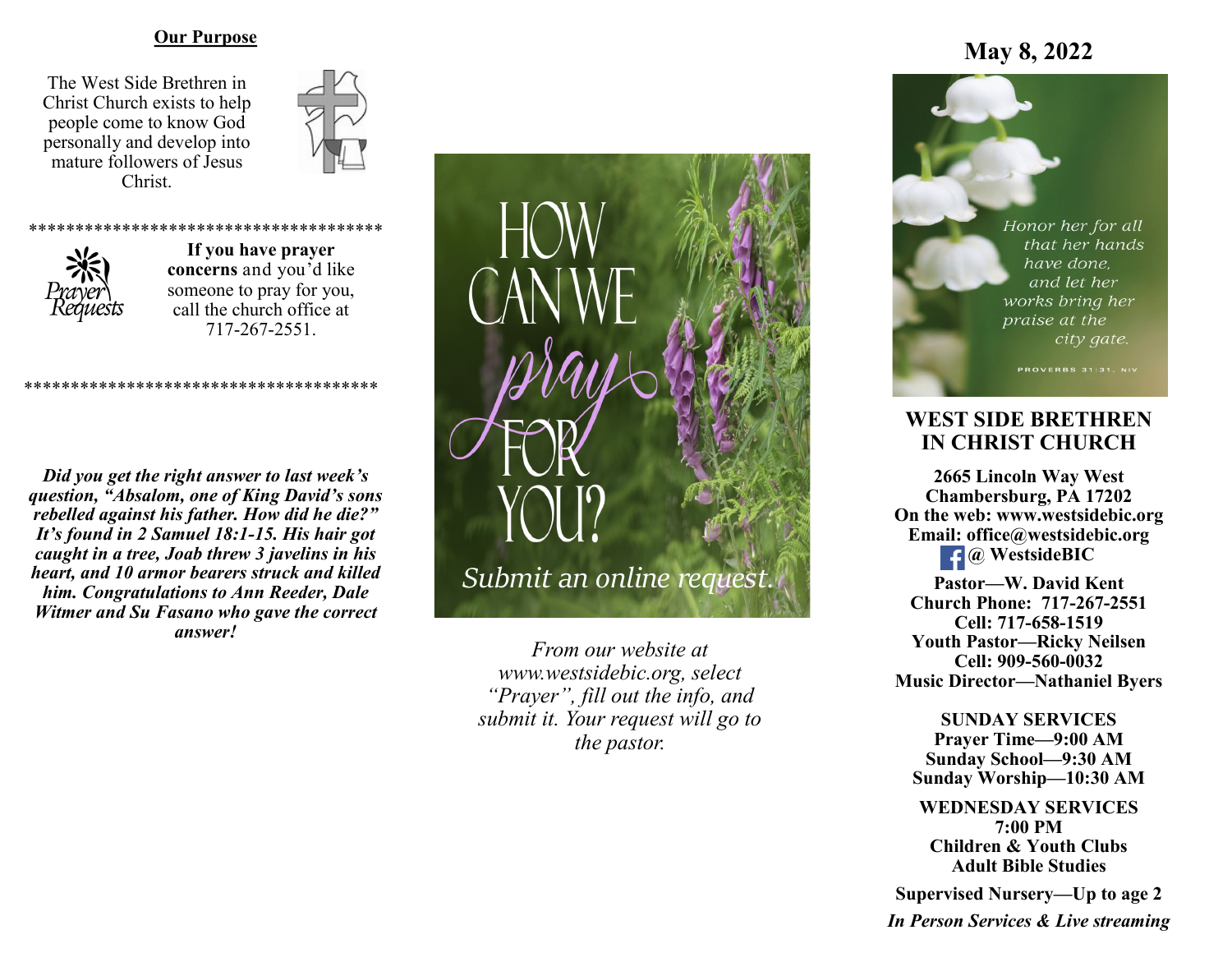## Our Purpose

The West Side Brethren in Christ Church exists to help people come to know God personally and develop into mature followers of Jesus Christ.

*************************************

Prayer Requests

**If you have prayer concerns** and you'd like someone to pray for you, call the church office at 717-267-2551.

*************************************

***Did you get the right answer to last week's question, "Absalom, one of King David's sons rebelled against his father. How did he die?" It's found in 2 Samuel 18:1-15. His hair got caught in a tree, Joab threw 3 javelins in his heart, and 10 armor bearers struck and killed him. Congratulations to Ann Reeder, Dale Witmer and Su Fasano who gave the correct answer!***

HOW CAN WE *pray* FOR YOU?

*Submit an online request.*

*From our website at www.westsidebic.org, select "Prayer", fill out the info, and submit it. Your request will go to the pastor.*

## May 8, 2022

*Honor her for all that her hands have done, and let her works bring her praise at the city gate.*

PROVERBS 31:31, NIV

# WEST SIDE BRETHREN IN CHRIST CHURCH

**2665 Lincoln Way West**
**Chambersburg, PA 17202**
**On the web: www.westsidebic.org**
**Email: office@westsidebic.org**
**@ WestsideBIC**

**Pastor—W. David Kent**
**Church Phone: 717-267-2551**
**Cell: 717-658-1519**
**Youth Pastor—Ricky Neilsen**
**Cell: 909-560-0032**
**Music Director—Nathaniel Byers**

**SUNDAY SERVICES**
**Prayer Time—9:00 AM**
**Sunday School—9:30 AM**
**Sunday Worship—10:30 AM**

**WEDNESDAY SERVICES**
**7:00 PM**
**Children & Youth Clubs**
**Adult Bible Studies**

**Supervised Nursery—Up to age 2**

***In Person Services & Live streaming***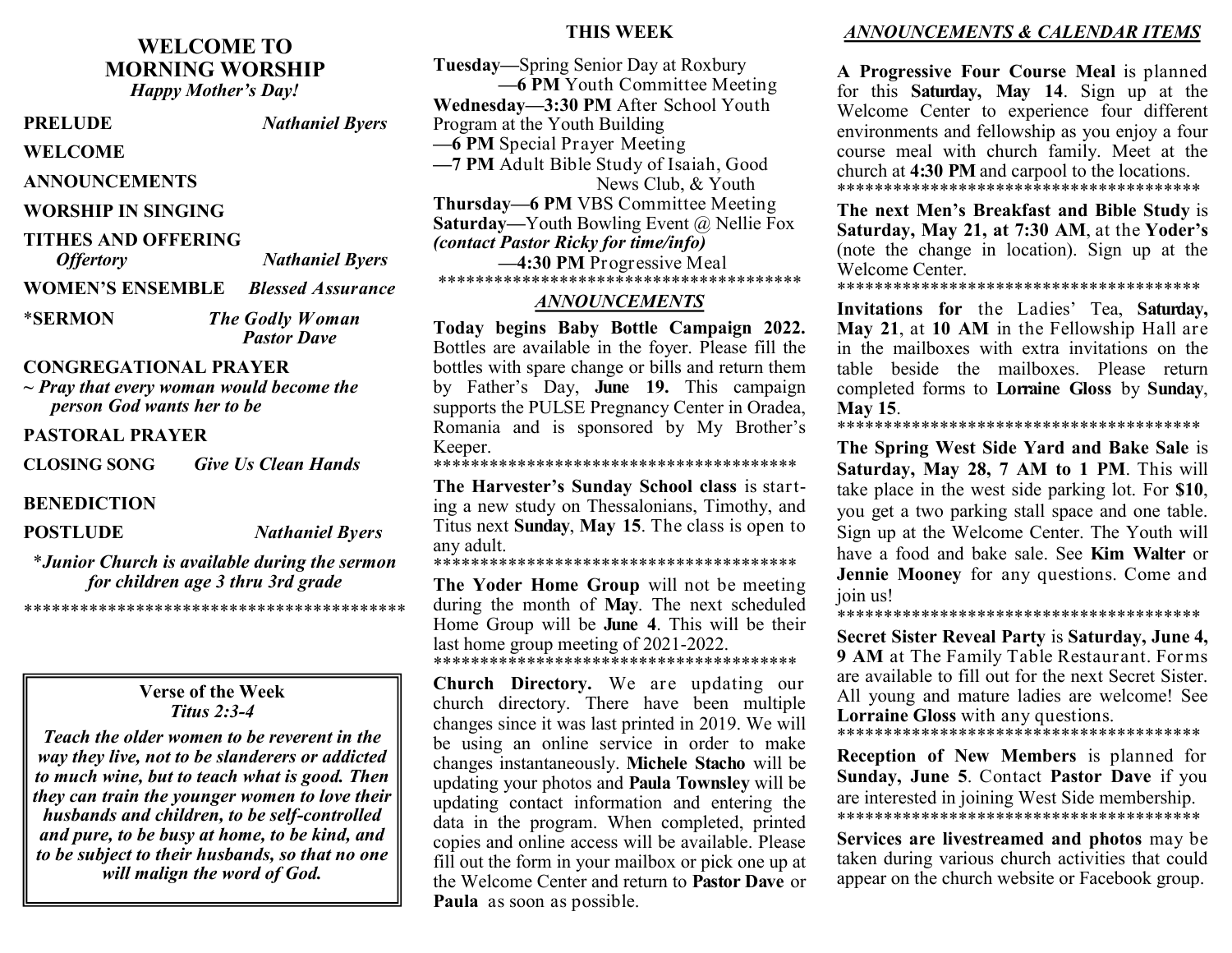## WELCOME TO MORNING WORSHIP
*Happy Mother's Day!*

**PRELUDE** *Nathaniel Byers*

**WELCOME**

**ANNOUNCEMENTS**

**WORSHIP IN SINGING**

**TITHES AND OFFERING**
*Offertory* *Nathaniel Byers*

**WOMEN'S ENSEMBLE** *Blessed Assurance*

***SERMON** *The Godly Woman*
*Pastor Dave*

**CONGREGATIONAL PRAYER**
*~ Pray that every woman would become the person God wants her to be*

**PASTORAL PRAYER**

**CLOSING SONG** *Give Us Clean Hands*

**BENEDICTION**

**POSTLUDE** *Nathaniel Byers*

**Junior Church is available during the sermon for children age 3 thru 3rd grade*

******************************************

**Verse of the Week**
*Titus 2:3-4*

***Teach the older women to be reverent in the way they live, not to be slanderers or addicted to much wine, but to teach what is good. Then they can train the younger women to love their husbands and children, to be self-controlled and pure, to be busy at home, to be kind, and to be subject to their husbands, so that no one will malign the word of God.***

## THIS WEEK

**Tuesday—**Spring Senior Day at Roxbury
**—6 PM** Youth Committee Meeting
**Wednesday—3:30 PM** After School Youth Program at the Youth Building
**—6 PM** Special Prayer Meeting
**—7 PM** Adult Bible Study of Isaiah, Good News Club, & Youth
**Thursday—6 PM** VBS Committee Meeting
**Saturday—**Youth Bowling Event @ Nellie Fox
***(contact Pastor Ricky for time/info)***
**—4:30 PM** Progressive Meal

***************************************

## *ANNOUNCEMENTS*

**Today begins Baby Bottle Campaign 2022.** Bottles are available in the foyer. Please fill the bottles with spare change or bills and return them by Father's Day, **June 19.** This campaign supports the PULSE Pregnancy Center in Oradea, Romania and is sponsored by My Brother's Keeper.

***************************************

**The Harvester's Sunday School class** is starting a new study on Thessalonians, Timothy, and Titus next **Sunday**, **May 15**. The class is open to any adult.

***************************************

**The Yoder Home Group** will not be meeting during the month of **May**. The next scheduled Home Group will be **June 4**. This will be their last home group meeting of 2021-2022.

***************************************

**Church Directory.** We are updating our church directory. There have been multiple changes since it was last printed in 2019. We will be using an online service in order to make changes instantaneously. **Michele Stacho** will be updating your photos and **Paula Townsley** will be updating contact information and entering the data in the program. When completed, printed copies and online access will be available. Please fill out the form in your mailbox or pick one up at the Welcome Center and return to **Pastor Dave** or **Paula** as soon as possible.

## *ANNOUNCEMENTS & CALENDAR ITEMS*

**A Progressive Four Course Meal** is planned for this **Saturday, May 14**. Sign up at the Welcome Center to experience four different environments and fellowship as you enjoy a four course meal with church family. Meet at the church at **4:30 PM** and carpool to the locations.

***************************************

**The next Men's Breakfast and Bible Study** is **Saturday, May 21, at 7:30 AM**, at the **Yoder's** (note the change in location). Sign up at the Welcome Center.

***************************************

**Invitations for** the Ladies' Tea, **Saturday, May 21**, at **10 AM** in the Fellowship Hall are in the mailboxes with extra invitations on the table beside the mailboxes. Please return completed forms to **Lorraine Gloss** by **Sunday**, **May 15**.

***************************************

**The Spring West Side Yard and Bake Sale** is **Saturday, May 28, 7 AM to 1 PM**. This will take place in the west side parking lot. For **$10**, you get a two parking stall space and one table. Sign up at the Welcome Center. The Youth will have a food and bake sale. See **Kim Walter** or **Jennie Mooney** for any questions. Come and join us!

***************************************

**Secret Sister Reveal Party** is **Saturday, June 4, 9 AM** at The Family Table Restaurant. Forms are available to fill out for the next Secret Sister. All young and mature ladies are welcome! See **Lorraine Gloss** with any questions.

***************************************

**Reception of New Members** is planned for **Sunday, June 5**. Contact **Pastor Dave** if you are interested in joining West Side membership.

***************************************

**Services are livestreamed and photos** may be taken during various church activities that could appear on the church website or Facebook group.